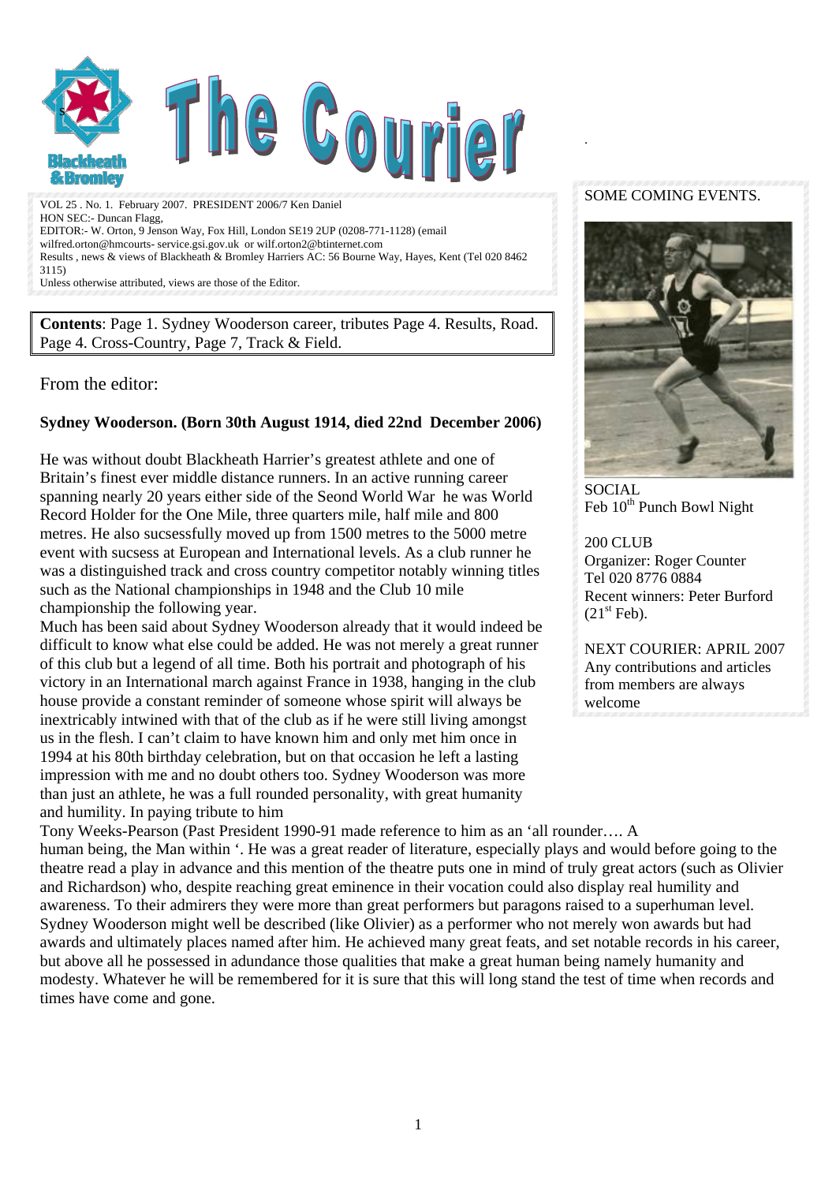# The Courier

Blackheath & Bromley

VOL 25 . No. 1. February 2007. PRESIDENT 2006/7 Ken Daniel
HON SEC:- Duncan Flagg,
EDITOR:- W. Orton, 9 Jenson Way, Fox Hill, London SE19 2UP (0208-771-1128) (email wilfred.orton@hmcourts- service.gsi.gov.uk or wilf.orton2@btinternet.com
Results , news & views of Blackheath & Bromley Harriers AC: 56 Bourne Way, Hayes, Kent (Tel 020 8462 3115)
Unless otherwise attributed, views are those of the Editor.

**Contents**: Page 1. Sydney Wooderson career, tributes Page 4. Results, Road. Page 4. Cross-Country, Page 7, Track & Field.

## From the editor:

**Sydney Wooderson. (Born 30th August 1914, died 22nd December 2006)**

He was without doubt Blackheath Harrier's greatest athlete and one of Britain's finest ever middle distance runners. In an active running career spanning nearly 20 years either side of the Seond World War he was World Record Holder for the One Mile, three quarters mile, half mile and 800 metres. He also sucsessfully moved up from 1500 metres to the 5000 metre event with sucsess at European and International levels. As a club runner he was a distinguished track and cross country competitor notably winning titles such as the National championships in 1948 and the Club 10 mile championship the following year.

Much has been said about Sydney Wooderson already that it would indeed be difficult to know what else could be added. He was not merely a great runner of this club but a legend of all time. Both his portrait and photograph of his victory in an International march against France in 1938, hanging in the club house provide a constant reminder of someone whose spirit will always be inextricably intwined with that of the club as if he were still living amongst us in the flesh. I can't claim to have known him and only met him once in 1994 at his 80th birthday celebration, but on that occasion he left a lasting impression with me and no doubt others too. Sydney Wooderson was more than just an athlete, he was a full rounded personality, with great humanity and humility. In paying tribute to him Tony Weeks-Pearson (Past President 1990-91 made reference to him as an 'all rounder…. A human being, the Man within '. He was a great reader of literature, especially plays and would before going to the theatre read a play in advance and this mention of the theatre puts one in mind of truly great actors (such as Olivier and Richardson) who, despite reaching great eminence in their vocation could also display real humility and awareness. To their admirers they were more than great performers but paragons raised to a superhuman level. Sydney Wooderson might well be described (like Olivier) as a performer who not merely won awards but had awards and ultimately places named after him. He achieved many great feats, and set notable records in his career, but above all he possessed in adundance those qualities that make a great human being namely humanity and modesty. Whatever he will be remembered for it is sure that this will long stand the test of time when records and times have come and gone.

---

## SOME COMING EVENTS.

SOCIAL
Feb 10th Punch Bowl Night

200 CLUB
Organizer: Roger Counter
Tel 020 8776 0884
Recent winners: Peter Burford (21st Feb).

NEXT COURIER: APRIL 2007
Any contributions and articles from members are always welcome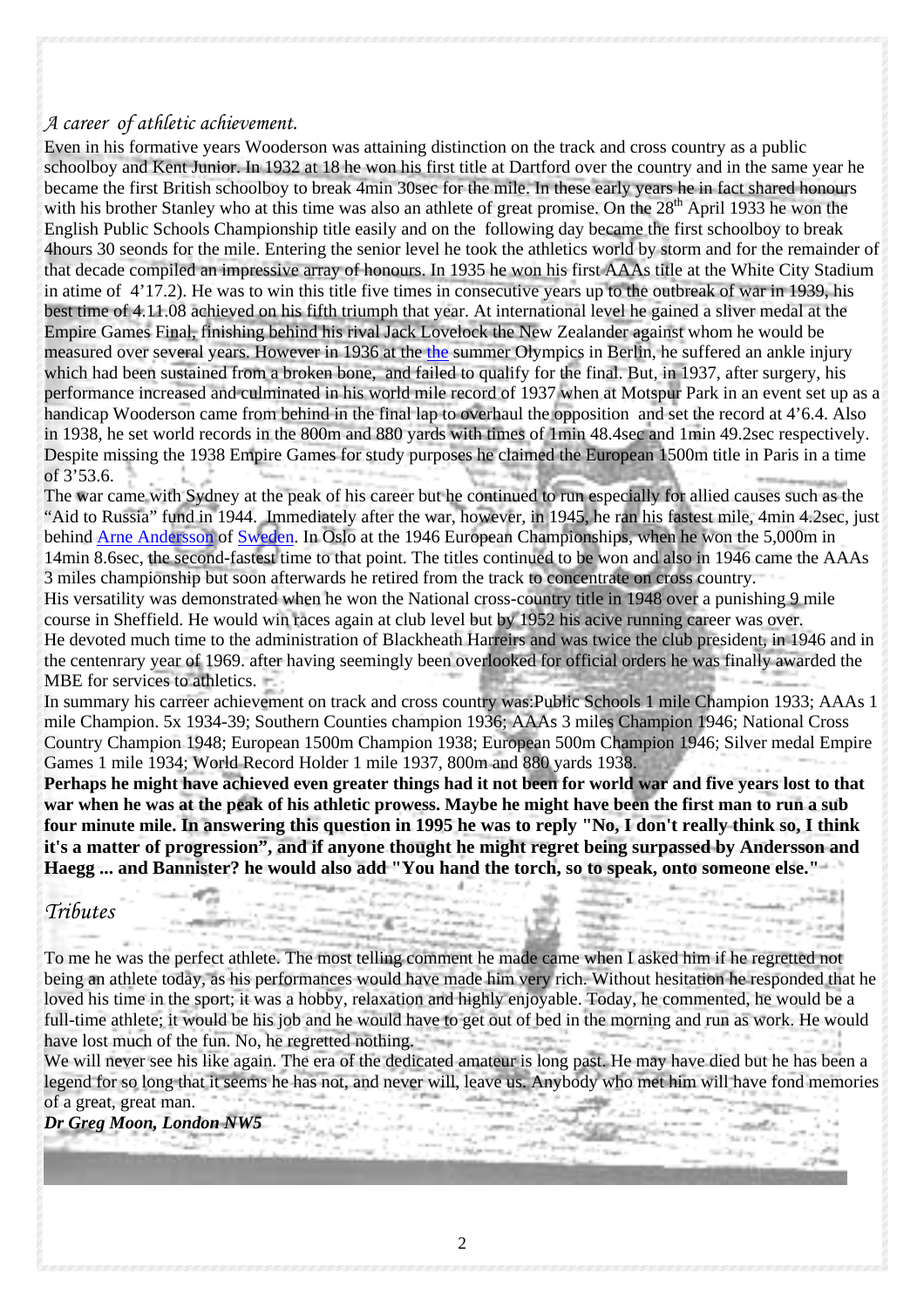## *A career of athletic achievement.*

Even in his formative years Wooderson was attaining distinction on the track and cross country as a public schoolboy and Kent Junior. In 1932 at 18 he won his first title at Dartford over the country and in the same year he became the first British schoolboy to break 4min 30sec for the mile. In these early years he in fact shared honours with his brother Stanley who at this time was also an athlete of great promise. On the 28th April 1933 he won the English Public Schools Championship title easily and on the following day became the first schoolboy to break 4hours 30 seonds for the mile. Entering the senior level he took the athletics world by storm and for the remainder of that decade compiled an impressive array of honours. In 1935 he won his first AAAs title at the White City Stadium in atime of 4'17.2). He was to win this title five times in consecutive years up to the outbreak of war in 1939, his best time of 4.11.08 achieved on his fifth triumph that year. At international level he gained a sliver medal at the Empire Games Final, finishing behind his rival Jack Lovelock the New Zealander against whom he would be measured over several years. However in 1936 at the the summer Olympics in Berlin, he suffered an ankle injury which had been sustained from a broken bone, and failed to qualify for the final. But, in 1937, after surgery, his performance increased and culminated in his world mile record of 1937 when at Motspur Park in an event set up as a handicap Wooderson came from behind in the final lap to overhaul the opposition and set the record at 4'6.4. Also in 1938, he set world records in the 800m and 880 yards with times of 1min 48.4sec and 1min 49.2sec respectively. Despite missing the 1938 Empire Games for study purposes he claimed the European 1500m title in Paris in a time of 3'53.6.

The war came with Sydney at the peak of his career but he continued to run especially for allied causes such as the "Aid to Russia" fund in 1944. Immediately after the war, however, in 1945, he ran his fastest mile, 4min 4.2sec, just behind Arne Andersson of Sweden. In Oslo at the 1946 European Championships, when he won the 5,000m in 14min 8.6sec, the second-fastest time to that point. The titles continued to be won and also in 1946 came the AAAs 3 miles championship but soon afterwards he retired from the track to concentrate on cross country.

His versatility was demonstrated when he won the National cross-country title in 1948 over a punishing 9 mile course in Sheffield. He would win races again at club level but by 1952 his acive running career was over.

He devoted much time to the administration of Blackheath Harreirs and was twice the club president, in 1946 and in the centenrary year of 1969. after having seemingly been overlooked for official orders he was finally awarded the MBE for services to athletics.

In summary his carreer achievement on track and cross country was:Public Schools 1 mile Champion 1933; AAAs 1 mile Champion. 5x 1934-39; Southern Counties champion 1936; AAAs 3 miles Champion 1946; National Cross Country Champion 1948; European 1500m Champion 1938; European 500m Champion 1946; Silver medal Empire Games 1 mile 1934; World Record Holder 1 mile 1937, 800m and 880 yards 1938.

**Perhaps he might have achieved even greater things had it not been for world war and five years lost to that war when he was at the peak of his athletic prowess. Maybe he might have been the first man to run a sub four minute mile. In answering this question in 1995 he was to reply "No, I don't really think so, I think it's a matter of progression", and if anyone thought he might regret being surpassed by Andersson and Haegg ... and Bannister? he would also add "You hand the torch, so to speak, onto someone else."**

## *Tributes*

To me he was the perfect athlete. The most telling comment he made came when I asked him if he regretted not being an athlete today, as his performances would have made him very rich. Without hesitation he responded that he loved his time in the sport; it was a hobby, relaxation and highly enjoyable. Today, he commented, he would be a full-time athlete; it would be his job and he would have to get out of bed in the morning and run as work. He would have lost much of the fun. No, he regretted nothing.

We will never see his like again. The era of the dedicated amateur is long past. He may have died but he has been a legend for so long that it seems he has not, and never will, leave us. Anybody who met him will have fond memories of a great, great man.

***Dr Greg Moon, London NW5***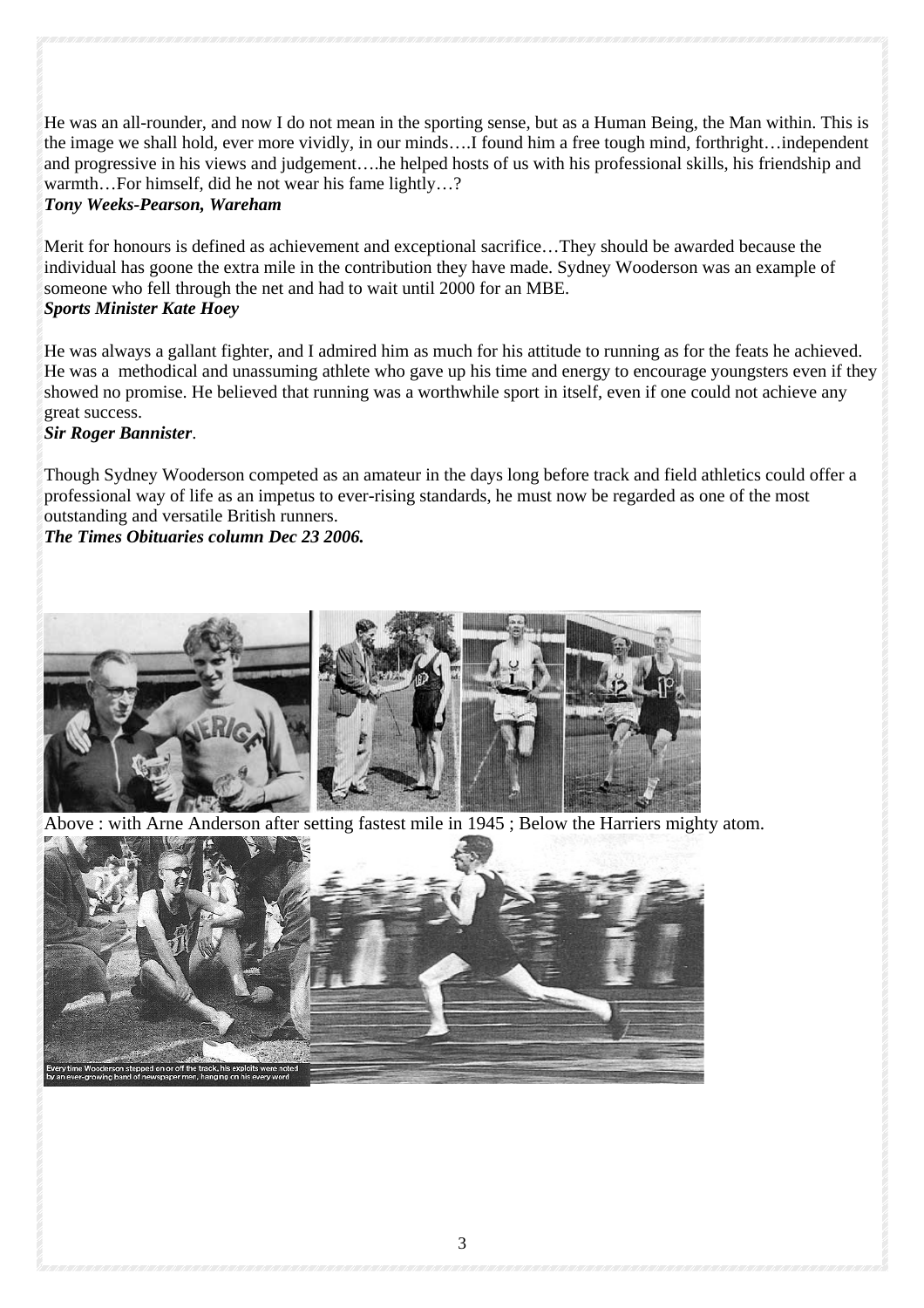He was an all-rounder, and now I do not mean in the sporting sense, but as a Human Being, the Man within. This is the image we shall hold, ever more vividly, in our minds….I found him a free tough mind, forthright…independent and progressive in his views and judgement….he helped hosts of us with his professional skills, his friendship and warmth…For himself, did he not wear his fame lightly…?
***Tony Weeks-Pearson, Wareham***

Merit for honours is defined as achievement and exceptional sacrifice…They should be awarded because the individual has goone the extra mile in the contribution they have made. Sydney Wooderson was an example of someone who fell through the net and had to wait until 2000 for an MBE.
***Sports Minister Kate Hoey***

He was always a gallant fighter, and I admired him as much for his attitude to running as for the feats he achieved. He was a methodical and unassuming athlete who gave up his time and energy to encourage youngsters even if they showed no promise. He believed that running was a worthwhile sport in itself, even if one could not achieve any great success.
***Sir Roger Bannister***.

Though Sydney Wooderson competed as an amateur in the days long before track and field athletics could offer a professional way of life as an impetus to ever-rising standards, he must now be regarded as one of the most outstanding and versatile British runners.
***The Times Obituaries column Dec 23 2006.***

Above : with Arne Anderson after setting fastest mile in 1945 ; Below the Harriers mighty atom.

Every time Wooderson stepped on or off the track, his exploits were noted by an ever-growing band of newspaper men, hanging on his every word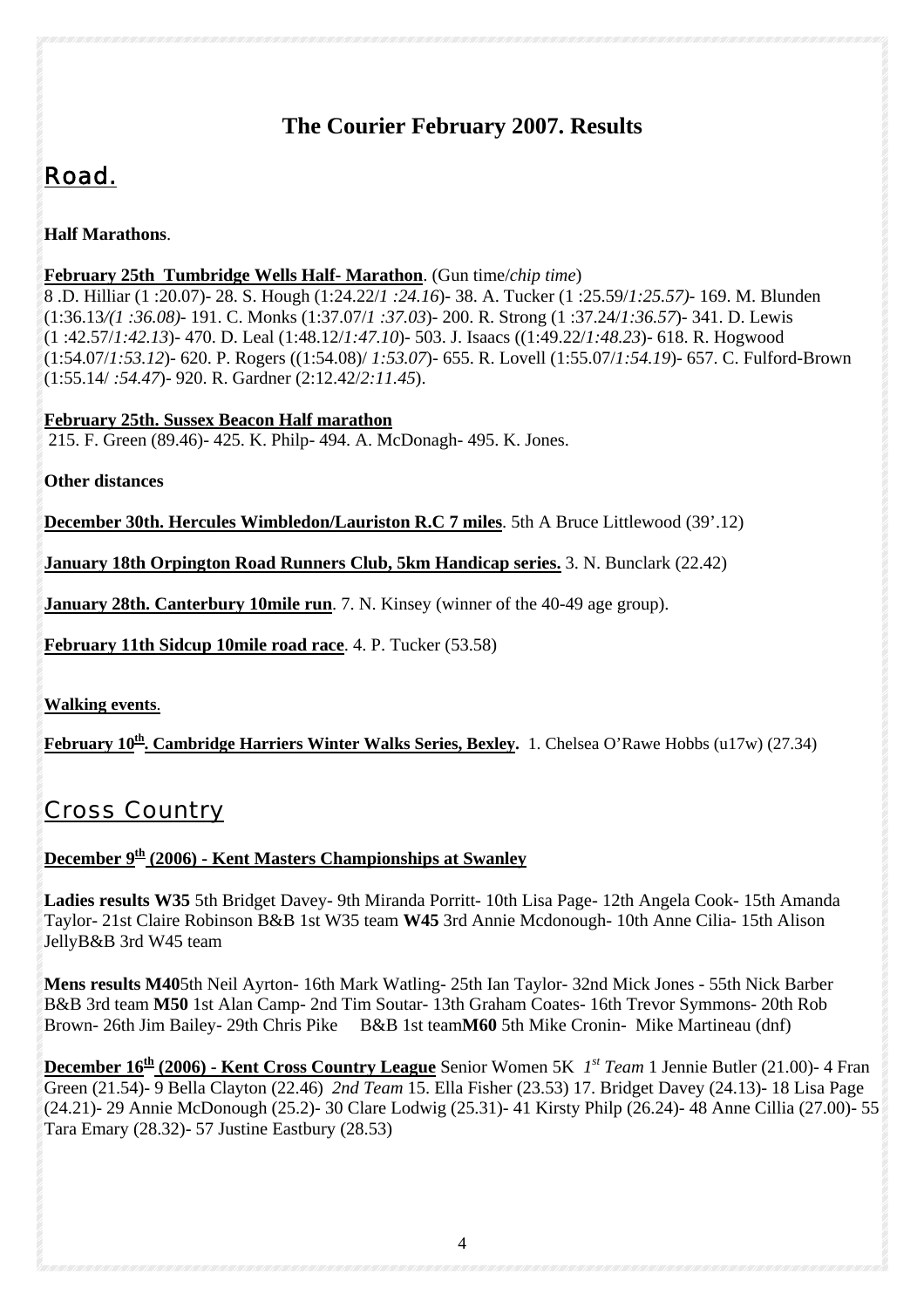# The Courier February 2007. Results

## Road.

**Half Marathons**.

**February 25th Tumbridge Wells Half- Marathon**. (Gun time/*chip time*)
8 .D. Hilliar (1 :20.07)- 28. S. Hough (1:24.22/*1 :24.16*)- 38. A. Tucker (1 :25.59/*1:25.57)*- 169. M. Blunden (1:36.13*/(1 :36.08)*- 191. C. Monks (1:37.07/*1 :37.03*)- 200. R. Strong (1 :37.24/*1:36.57*)- 341. D. Lewis (1 :42.57/*1:42.13*)- 470. D. Leal (1:48.12/*1:47.10*)- 503. J. Isaacs ((1:49.22/*1:48.23*)- 618. R. Hogwood (1:54.07/*1:53.12*)- 620. P. Rogers ((1:54.08)/ *1:53.07*)- 655. R. Lovell (1:55.07/*1:54.19*)- 657. C. Fulford-Brown (1:55.14/ *:54.47*)- 920. R. Gardner (2:12.42/*2:11.45*).

**February 25th. Sussex Beacon Half marathon**
215. F. Green (89.46)- 425. K. Philp- 494. A. McDonagh- 495. K. Jones.

**Other distances**

**December 30th. Hercules Wimbledon/Lauriston R.C 7 miles**. 5th A Bruce Littlewood (39'.12)

**January 18th Orpington Road Runners Club, 5km Handicap series.** 3. N. Bunclark (22.42)

**January 28th. Canterbury 10mile run**. 7. N. Kinsey (winner of the 40-49 age group).

**February 11th Sidcup 10mile road race**. 4. P. Tucker (53.58)

**Walking events**.

**February 10th. Cambridge Harriers Winter Walks Series, Bexley.** 1. Chelsea O'Rawe Hobbs (u17w) (27.34)

## Cross Country

**December 9th (2006) - Kent Masters Championships at Swanley**

**Ladies results W35** 5th Bridget Davey- 9th Miranda Porritt- 10th Lisa Page- 12th Angela Cook- 15th Amanda Taylor- 21st Claire Robinson B&B 1st W35 team **W45** 3rd Annie Mcdonough- 10th Anne Cilia- 15th Alison JellyB&B 3rd W45 team

**Mens results M40**5th Neil Ayrton- 16th Mark Watling- 25th Ian Taylor- 32nd Mick Jones - 55th Nick Barber B&B 3rd team **M50** 1st Alan Camp- 2nd Tim Soutar- 13th Graham Coates- 16th Trevor Symmons- 20th Rob Brown- 26th Jim Bailey- 29th Chris Pike B&B 1st team**M60** 5th Mike Cronin- Mike Martineau (dnf)

**December 16th (2006) - Kent Cross Country League** Senior Women 5K *1st Team* 1 Jennie Butler (21.00)- 4 Fran Green (21.54)- 9 Bella Clayton (22.46) *2nd Team* 15. Ella Fisher (23.53) 17. Bridget Davey (24.13)- 18 Lisa Page (24.21)- 29 Annie McDonough (25.2)- 30 Clare Lodwig (25.31)- 41 Kirsty Philp (26.24)- 48 Anne Cillia (27.00)- 55 Tara Emary (28.32)- 57 Justine Eastbury (28.53)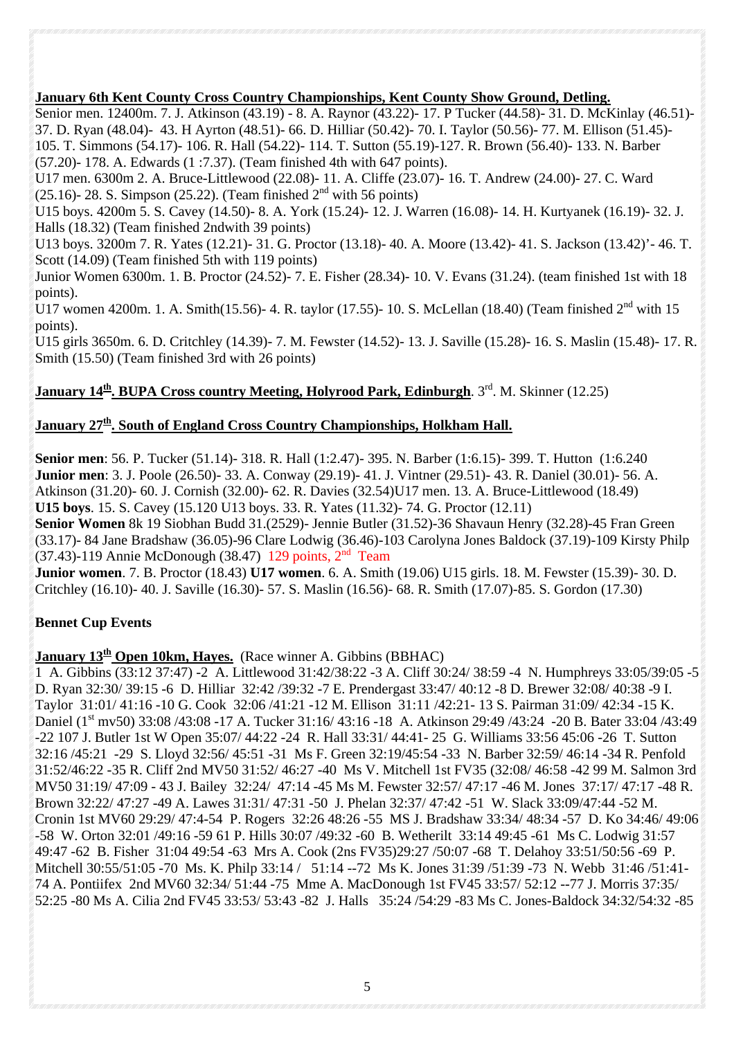**January 6th Kent County Cross Country Championships, Kent County Show Ground, Detling.**

Senior men. 12400m. 7. J. Atkinson (43.19) - 8. A. Raynor (43.22)- 17. P Tucker (44.58)- 31. D. McKinlay (46.51)- 37. D. Ryan (48.04)- 43. H Ayrton (48.51)- 66. D. Hilliar (50.42)- 70. I. Taylor (50.56)- 77. M. Ellison (51.45)- 105. T. Simmons (54.17)- 106. R. Hall (54.22)- 114. T. Sutton (55.19)-127. R. Brown (56.40)- 133. N. Barber (57.20)- 178. A. Edwards (1 :7.37). (Team finished 4th with 647 points).

U17 men. 6300m 2. A. Bruce-Littlewood (22.08)- 11. A. Cliffe (23.07)- 16. T. Andrew (24.00)- 27. C. Ward (25.16)- 28. S. Simpson (25.22). (Team finished 2nd with 56 points)

U15 boys. 4200m 5. S. Cavey (14.50)- 8. A. York (15.24)- 12. J. Warren (16.08)- 14. H. Kurtyanek (16.19)- 32. J. Halls (18.32) (Team finished 2ndwith 39 points)

U13 boys. 3200m 7. R. Yates (12.21)- 31. G. Proctor (13.18)- 40. A. Moore (13.42)- 41. S. Jackson (13.42)'- 46. T. Scott (14.09) (Team finished 5th with 119 points)

Junior Women 6300m. 1. B. Proctor (24.52)- 7. E. Fisher (28.34)- 10. V. Evans (31.24). (team finished 1st with 18 points).

U17 women 4200m. 1. A. Smith(15.56)- 4. R. taylor (17.55)- 10. S. McLellan (18.40) (Team finished 2nd with 15 points).

U15 girls 3650m. 6. D. Critchley (14.39)- 7. M. Fewster (14.52)- 13. J. Saville (15.28)- 16. S. Maslin (15.48)- 17. R. Smith (15.50) (Team finished 3rd with 26 points)

**January 14th. BUPA Cross country Meeting, Holyrood Park, Edinburgh**. 3rd. M. Skinner (12.25)

**January 27th. South of England Cross Country Championships, Holkham Hall.**

**Senior men**: 56. P. Tucker (51.14)- 318. R. Hall (1:2.47)- 395. N. Barber (1:6.15)- 399. T. Hutton (1:6.240
**Junior men**: 3. J. Poole (26.50)- 33. A. Conway (29.19)- 41. J. Vintner (29.51)- 43. R. Daniel (30.01)- 56. A. Atkinson (31.20)- 60. J. Cornish (32.00)- 62. R. Davies (32.54)U17 men. 13. A. Bruce-Littlewood (18.49)
**U15 boys**. 15. S. Cavey (15.120 U13 boys. 33. R. Yates (11.32)- 74. G. Proctor (12.11)
**Senior Women** 8k 19 Siobhan Budd 31.(2529)- Jennie Butler (31.52)-36 Shavaun Henry (32.28)-45 Fran Green (33.17)- 84 Jane Bradshaw (36.05)-96 Clare Lodwig (36.46)-103 Carolyna Jones Baldock (37.19)-109 Kirsty Philp (37.43)-119 Annie McDonough (38.47) 129 points, 2nd Team
**Junior women**. 7. B. Proctor (18.43) **U17 women**. 6. A. Smith (19.06) U15 girls. 18. M. Fewster (15.39)- 30. D. Critchley (16.10)- 40. J. Saville (16.30)- 57. S. Maslin (16.56)- 68. R. Smith (17.07)-85. S. Gordon (17.30)

**Bennet Cup Events**

**January 13th Open 10km, Hayes.** (Race winner A. Gibbins (BBHAC)

1 A. Gibbins (33:12 37:47) -2 A. Littlewood 31:42/38:22 -3 A. Cliff 30:24/ 38:59 -4 N. Humphreys 33:05/39:05 -5 D. Ryan 32:30/ 39:15 -6 D. Hilliar 32:42 /39:32 -7 E. Prendergast 33:47/ 40:12 -8 D. Brewer 32:08/ 40:38 -9 I. Taylor 31:01/ 41:16 -10 G. Cook 32:06 /41:21 -12 M. Ellison 31:11 /42:21- 13 S. Pairman 31:09/ 42:34 -15 K. Daniel (1st mv50) 33:08 /43:08 -17 A. Tucker 31:16/ 43:16 -18 A. Atkinson 29:49 /43:24 -20 B. Bater 33:04 /43:49 -22 107 J. Butler 1st W Open 35:07/ 44:22 -24 R. Hall 33:31/ 44:41- 25 G. Williams 33:56 45:06 -26 T. Sutton 32:16 /45:21 -29 S. Lloyd 32:56/ 45:51 -31 Ms F. Green 32:19/45:54 -33 N. Barber 32:59/ 46:14 -34 R. Penfold 31:52/46:22 -35 R. Cliff 2nd MV50 31:52/ 46:27 -40 Ms V. Mitchell 1st FV35 (32:08/ 46:58 -42 99 M. Salmon 3rd MV50 31:19/ 47:09 - 43 J. Bailey 32:24/ 47:14 -45 Ms M. Fewster 32:57/ 47:17 -46 M. Jones 37:17/ 47:17 -48 R. Brown 32:22/ 47:27 -49 A. Lawes 31:31/ 47:31 -50 J. Phelan 32:37/ 47:42 -51 W. Slack 33:09/47:44 -52 M. Cronin 1st MV60 29:29/ 47:4-54 P. Rogers 32:26 48:26 -55 MS J. Bradshaw 33:34/ 48:34 -57 D. Ko 34:46/ 49:06 -58 W. Orton 32:01 /49:16 -59 61 P. Hills 30:07 /49:32 -60 B. Wetherilt 33:14 49:45 -61 Ms C. Lodwig 31:57 49:47 -62 B. Fisher 31:04 49:54 -63 Mrs A. Cook (2ns FV35)29:27 /50:07 -68 T. Delahoy 33:51/50:56 -69 P. Mitchell 30:55/51:05 -70 Ms. K. Philp 33:14 / 51:14 --72 Ms K. Jones 31:39 /51:39 -73 N. Webb 31:46 /51:41- 74 A. Pontiifex 2nd MV60 32:34/ 51:44 -75 Mme A. MacDonough 1st FV45 33:57/ 52:12 --77 J. Morris 37:35/ 52:25 -80 Ms A. Cilia 2nd FV45 33:53/ 53:43 -82 J. Halls 35:24 /54:29 -83 Ms C. Jones-Baldock 34:32/54:32 -85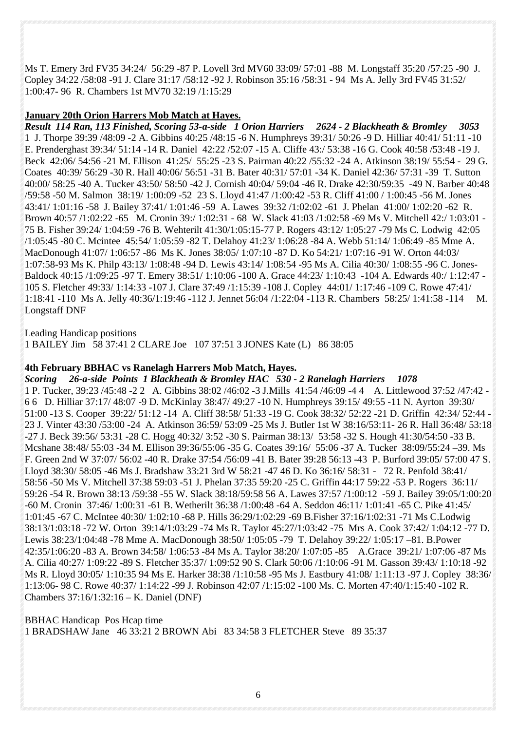Ms T. Emery 3rd FV35 34:24/ 56:29 -87 P. Lovell 3rd MV60 33:09/ 57:01 -88 M. Longstaff 35:20 /57:25 -90 J. Copley 34:22 /58:08 -91 J. Clare 31:17 /58:12 -92 J. Robinson 35:16 /58:31 - 94 Ms A. Jelly 3rd FV45 31:52/ 1:00:47- 96 R. Chambers 1st MV70 32:19 /1:15:29

**January 20th Orion Harrers Mob Match at Hayes.**

***Result 114 Ran, 113 Finished, Scoring 53-a-side 1 Orion Harriers 2624 - 2 Blackheath & Bromley 3053***
1 J. Thorpe 39:39 /48:09 -2 A. Gibbins 40:25 /48:15 -6 N. Humphreys 39:31/ 50:26 -9 D. Hilliar 40:41/ 51:11 -10 E. Prenderghast 39:34/ 51:14 -14 R. Daniel 42:22 /52:07 -15 A. Cliffe 43:/ 53:38 -16 G. Cook 40:58 /53:48 -19 J. Beck 42:06/ 54:56 -21 M. Ellison 41:25/ 55:25 -23 S. Pairman 40:22 /55:32 -24 A. Atkinson 38:19/ 55:54 - 29 G. Coates 40:39/ 56:29 -30 R. Hall 40:06/ 56:51 -31 B. Bater 40:31/ 57:01 -34 K. Daniel 42:36/ 57:31 -39 T. Sutton 40:00/ 58:25 -40 A. Tucker 43:50/ 58:50 -42 J. Cornish 40:04/ 59:04 -46 R. Drake 42:30/59:35 -49 N. Barber 40:48 /59:58 -50 M. Salmon 38:19/ 1:00:09 -52 23 S. Lloyd 41:47 /1:00:42 -53 R. Cliff 41:00 / 1:00:45 -56 M. Jones 43:41/ 1:01:16 -58 J. Bailey 37:41/ 1:01:46 -59 A. Lawes 39:32 /1:02:02 -61 J. Phelan 41:00/ 1:02:20 -62 R. Brown 40:57 /1:02:22 -65 M. Cronin 39:/ 1:02:31 - 68 W. Slack 41:03 /1:02:58 -69 Ms V. Mitchell 42:/ 1:03:01 - 75 B. Fisher 39:24/ 1:04:59 -76 B. Wehterilt 41:30/1:05:15-77 P. Rogers 43:12/ 1:05:27 -79 Ms C. Lodwig 42:05 /1:05:45 -80 C. Mcintee 45:54/ 1:05:59 -82 T. Delahoy 41:23/ 1:06:28 -84 A. Webb 51:14/ 1:06:49 -85 Mme A. MacDonough 41:07/ 1:06:57 -86 Ms K. Jones 38:05/ 1:07:10 -87 D. Ko 54:21/ 1:07:16 -91 W. Orton 44:03/ 1:07:58-93 Ms K. Philp 43:13/ 1:08:48 -94 D. Lewis 43:14/ 1:08:54 -95 Ms A. Cilia 40:30/ 1:08:55 -96 C. Jones-Baldock 40:15 /1:09:25 -97 T. Emery 38:51/ 1:10:06 -100 A. Grace 44:23/ 1:10:43 -104 A. Edwards 40:/ 1:12:47 - 105 S. Fletcher 49:33/ 1:14:33 -107 J. Clare 37:49 /1:15:39 -108 J. Copley 44:01/ 1:17:46 -109 C. Rowe 47:41/ 1:18:41 -110 Ms A. Jelly 40:36/1:19:46 -112 J. Jennet 56:04 /1:22:04 -113 R. Chambers 58:25/ 1:41:58 -114 M. Longstaff DNF

Leading Handicap positions
1 BAILEY Jim 58 37:41 2 CLARE Joe 107 37:51 3 JONES Kate (L) 86 38:05

**4th February BBHAC vs Ranelagh Harrers Mob Match, Hayes.**

***Scoring 26-a-side Points 1 Blackheath & Bromley HAC 530 - 2 Ranelagh Harriers 1078***
1 P. Tucker, 39:23 /45:48 -2 2 A. Gibbins 38:02 /46:02 -3 J.Mills 41:54 /46:09 -4 4 A. Littlewood 37:52 /47:42 - 6 6 D. Hilliar 37:17/ 48:07 -9 D. McKinlay 38:47/ 49:27 -10 N. Humphreys 39:15/ 49:55 -11 N. Ayrton 39:30/ 51:00 -13 S. Cooper 39:22/ 51:12 -14 A. Cliff 38:58/ 51:33 -19 G. Cook 38:32/ 52:22 -21 D. Griffin 42:34/ 52:44 - 23 J. Vinter 43:30 /53:00 -24 A. Atkinson 36:59/ 53:09 -25 Ms J. Butler 1st W 38:16/53:11- 26 R. Hall 36:48/ 53:18 -27 J. Beck 39:56/ 53:31 -28 C. Hogg 40:32/ 3:52 -30 S. Pairman 38:13/ 53:58 -32 S. Hough 41:30/54:50 -33 B. Mcshane 38:48/ 55:03 -34 M. Ellison 39:36/55:06 -35 G. Coates 39:16/ 55:06 -37 A. Tucker 38:09/55:24 –39. Ms F. Green 2nd W 37:07/ 56:02 -40 R. Drake 37:54 /56:09 -41 B. Bater 39:28 56:13 -43 P. Burford 39:05/ 57:00 47 S. Lloyd 38:30/ 58:05 -46 Ms J. Bradshaw 33:21 3rd W 58:21 -47 46 D. Ko 36:16/ 58:31 - 72 R. Penfold 38:41/ 58:56 -50 Ms V. Mitchell 37:38 59:03 -51 J. Phelan 37:35 59:20 -25 C. Griffin 44:17 59:22 -53 P. Rogers 36:11/ 59:26 -54 R. Brown 38:13 /59:38 -55 W. Slack 38:18/59:58 56 A. Lawes 37:57 /1:00:12 -59 J. Bailey 39:05/1:00:20 -60 M. Cronin 37:46/ 1:00:31 -61 B. Wetherilt 36:38 /1:00:48 -64 A. Seddon 46:11/ 1:01:41 -65 C. Pike 41:45/ 1:01:45 -67 C. McIntee 40:30/ 1:02:10 -68 P. Hills 36:29/1:02:29 -69 B.Fisher 37:16/1:02:31 -71 Ms C.Lodwig 38:13/1:03:18 -72 W. Orton 39:14/1:03:29 -74 Ms R. Taylor 45:27/1:03:42 -75 Mrs A. Cook 37:42/ 1:04:12 -77 D. Lewis 38:23/1:04:48 -78 Mme A. MacDonough 38:50/ 1:05:05 -79 T. Delahoy 39:22/ 1:05:17 –81. B.Power 42:35/1:06:20 -83 A. Brown 34:58/ 1:06:53 -84 Ms A. Taylor 38:20/ 1:07:05 -85 A.Grace 39:21/ 1:07:06 -87 Ms A. Cilia 40:27/ 1:09:22 -89 S. Fletcher 35:37/ 1:09:52 90 S. Clark 50:06 /1:10:06 -91 M. Gasson 39:43/ 1:10:18 -92 Ms R. Lloyd 30:05/ 1:10:35 94 Ms E. Harker 38:38 /1:10:58 -95 Ms J. Eastbury 41:08/ 1:11:13 -97 J. Copley 38:36/ 1:13:06- 98 C. Rowe 40:37/ 1:14:22 -99 J. Robinson 42:07 /1:15:02 -100 Ms. C. Morten 47:40/1:15:40 -102 R. Chambers 37:16/1:32:16 – K. Daniel (DNF)

BBHAC Handicap Pos Hcap time
1 BRADSHAW Jane 46 33:21 2 BROWN Abi 83 34:58 3 FLETCHER Steve 89 35:37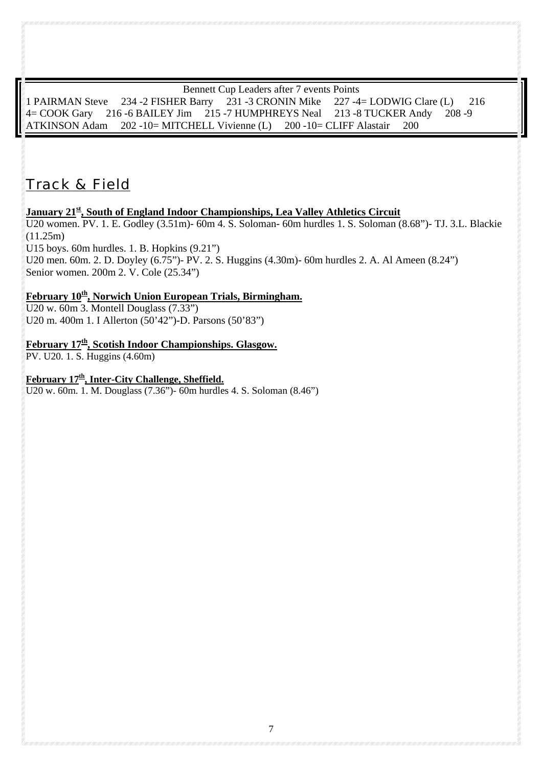Bennett Cup Leaders after 7 events Points

1 PAIRMAN Steve 234 -2 FISHER Barry 231 -3 CRONIN Mike 227 -4= LODWIG Clare (L) 216 4= COOK Gary 216 -6 BAILEY Jim 215 -7 HUMPHREYS Neal 213 -8 TUCKER Andy 208 -9 ATKINSON Adam 202 -10= MITCHELL Vivienne (L) 200 -10= CLIFF Alastair 200

## Track & Field

**January 21st, South of England Indoor Championships, Lea Valley Athletics Circuit**

U20 women. PV. 1. E. Godley (3.51m)- 60m 4. S. Soloman- 60m hurdles 1. S. Soloman (8.68")- TJ. 3.L. Blackie (11.25m)
U15 boys. 60m hurdles. 1. B. Hopkins (9.21")
U20 men. 60m. 2. D. Doyley (6.75")- PV. 2. S. Huggins (4.30m)- 60m hurdles 2. A. Al Ameen (8.24")
Senior women. 200m 2. V. Cole (25.34")

**February 10th, Norwich Union European Trials, Birmingham.**

U20 w. 60m 3. Montell Douglass (7.33")
U20 m. 400m 1. I Allerton (50'42")-D. Parsons (50'83")

**February 17th, Scottish Indoor Championships. Glasgow.**

PV. U20. 1. S. Huggins (4.60m)

**February 17th, Inter-City Challenge, Sheffield.**

U20 w. 60m. 1. M. Douglass (7.36")- 60m hurdles 4. S. Soloman (8.46")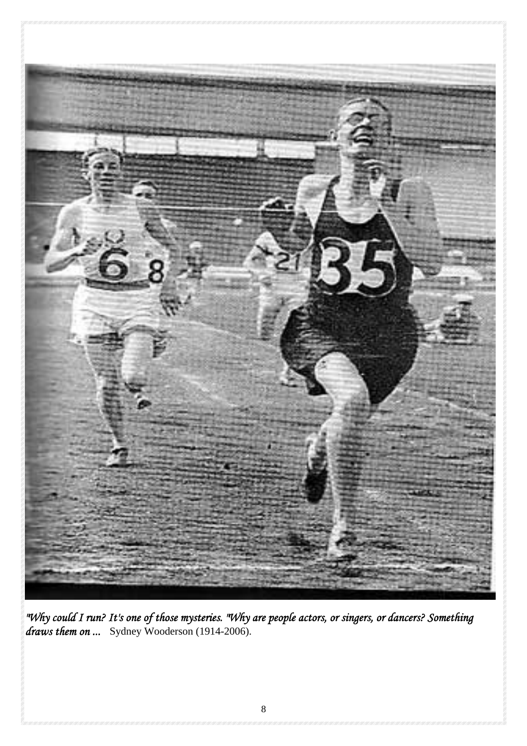*"Why could I run? It's one of those mysteries. "Why are people actors, or singers, or dancers? Something draws them on ...* Sydney Wooderson (1914-2006).